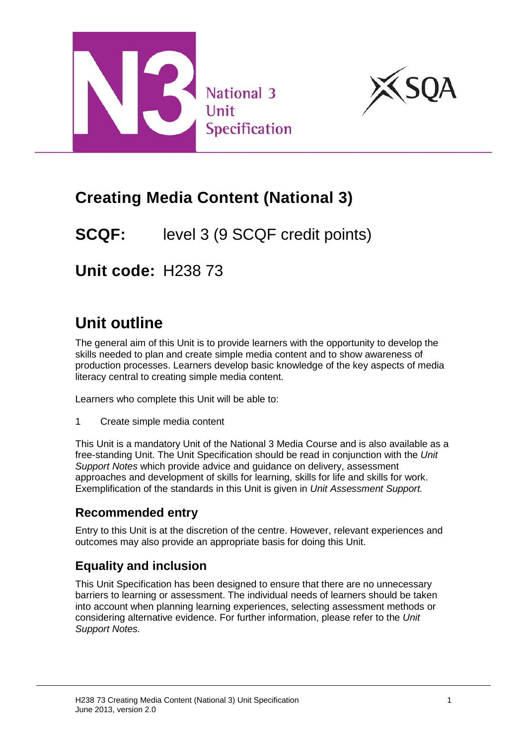National 3 Unit Specification

# Creating Media Content (National 3)

## SCQF: level 3 (9 SCQF credit points)

## Unit code: H238 73

# Unit outline

The general aim of this Unit is to provide learners with the opportunity to develop the skills needed to plan and create simple media content and to show awareness of production processes. Learners develop basic knowledge of the key aspects of media literacy central to creating simple media content.

Learners who complete this Unit will be able to:

1 Create simple media content

This Unit is a mandatory Unit of the National 3 Media Course and is also available as a free-standing Unit. The Unit Specification should be read in conjunction with the *Unit Support Notes* which provide advice and guidance on delivery, assessment approaches and development of skills for learning, skills for life and skills for work. Exemplification of the standards in this Unit is given in *Unit Assessment Support.*

## Recommended entry

Entry to this Unit is at the discretion of the centre. However, relevant experiences and outcomes may also provide an appropriate basis for doing this Unit.

## Equality and inclusion

This Unit Specification has been designed to ensure that there are no unnecessary barriers to learning or assessment. The individual needs of learners should be taken into account when planning learning experiences, selecting assessment methods or considering alternative evidence. For further information, please refer to the *Unit Support Notes.*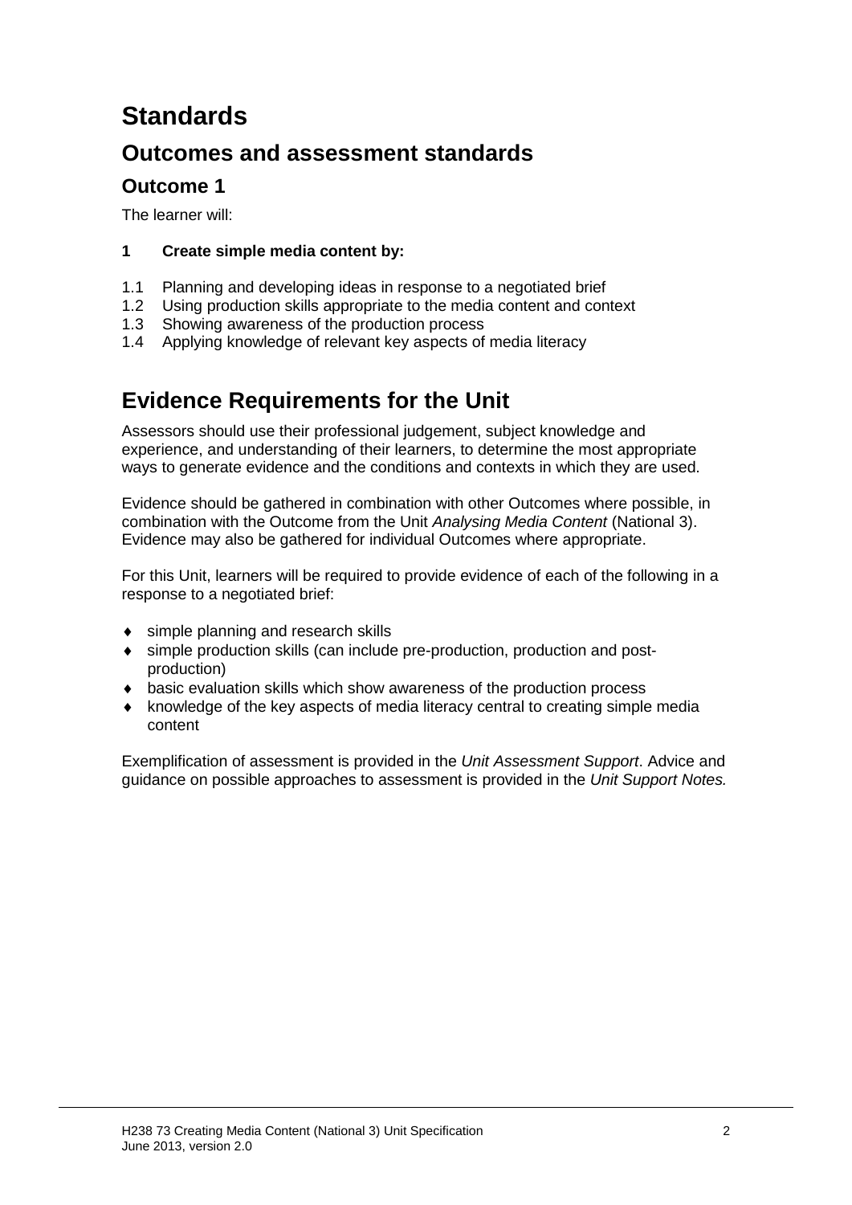# Standards

## Outcomes and assessment standards

### Outcome 1

The learner will:

**1 Create simple media content by:**

1.1 Planning and developing ideas in response to a negotiated brief
1.2 Using production skills appropriate to the media content and context
1.3 Showing awareness of the production process
1.4 Applying knowledge of relevant key aspects of media literacy

## Evidence Requirements for the Unit

Assessors should use their professional judgement, subject knowledge and experience, and understanding of their learners, to determine the most appropriate ways to generate evidence and the conditions and contexts in which they are used.

Evidence should be gathered in combination with other Outcomes where possible, in combination with the Outcome from the Unit *Analysing Media Content* (National 3). Evidence may also be gathered for individual Outcomes where appropriate.

For this Unit, learners will be required to provide evidence of each of the following in a response to a negotiated brief:

- simple planning and research skills
- simple production skills (can include pre-production, production and post-production)
- basic evaluation skills which show awareness of the production process
- knowledge of the key aspects of media literacy central to creating simple media content

Exemplification of assessment is provided in the *Unit Assessment Support*. Advice and guidance on possible approaches to assessment is provided in the *Unit Support Notes.*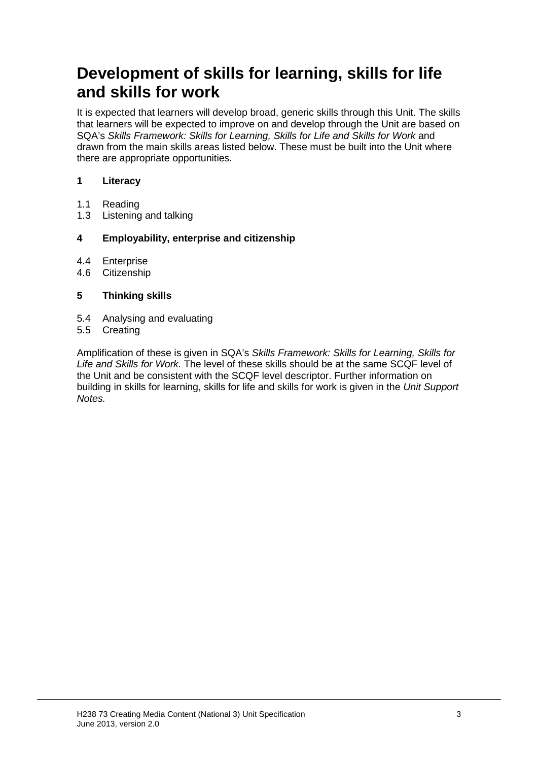# Development of skills for learning, skills for life and skills for work

It is expected that learners will develop broad, generic skills through this Unit. The skills that learners will be expected to improve on and develop through the Unit are based on SQA's *Skills Framework: Skills for Learning, Skills for Life and Skills for Work* and drawn from the main skills areas listed below. These must be built into the Unit where there are appropriate opportunities.

**1 Literacy**

1.1 Reading
1.3 Listening and talking

**4 Employability, enterprise and citizenship**

4.4 Enterprise
4.6 Citizenship

**5 Thinking skills**

5.4 Analysing and evaluating
5.5 Creating

Amplification of these is given in SQA's *Skills Framework: Skills for Learning, Skills for Life and Skills for Work.* The level of these skills should be at the same SCQF level of the Unit and be consistent with the SCQF level descriptor. Further information on building in skills for learning, skills for life and skills for work is given in the *Unit Support Notes.*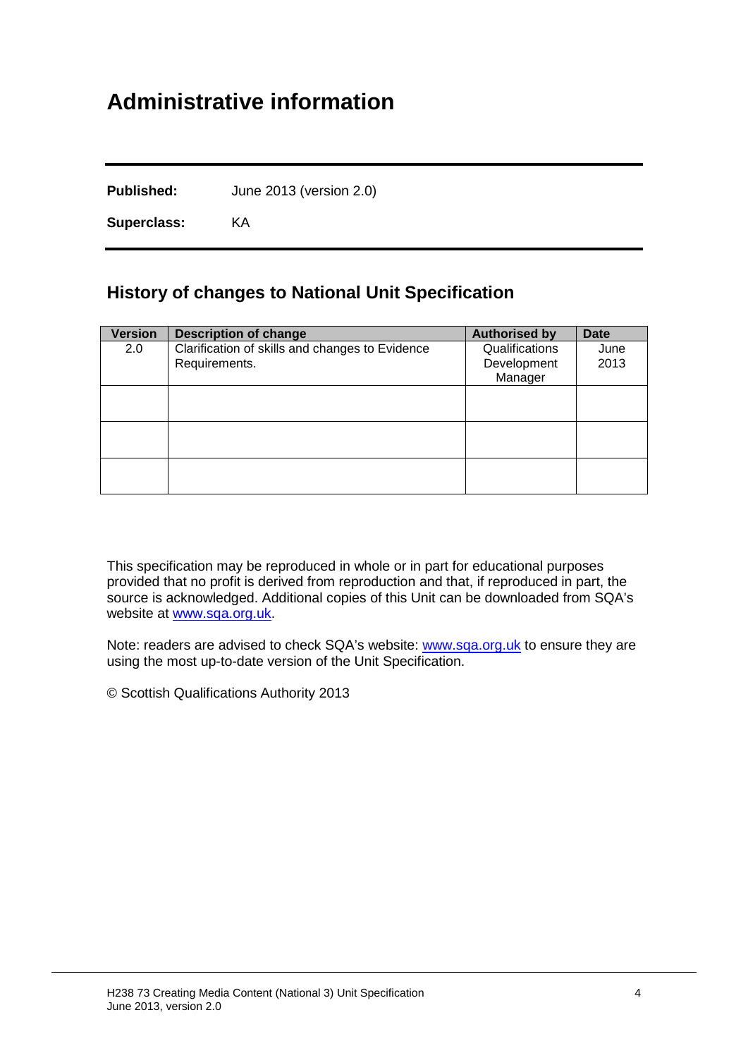# Administrative information

**Published:** June 2013 (version 2.0)

**Superclass:** KA

## History of changes to National Unit Specification

| Version | Description of change | Authorised by | Date |
|---|---|---|---|
| 2.0 | Clarification of skills and changes to Evidence Requirements. | Qualifications Development Manager | June 2013 |
| | | | |
| | | | |
| | | | |

This specification may be reproduced in whole or in part for educational purposes provided that no profit is derived from reproduction and that, if reproduced in part, the source is acknowledged. Additional copies of this Unit can be downloaded from SQA's website at [www.sqa.org.uk](http://www.sqa.org.uk).

Note: readers are advised to check SQA's website: [www.sqa.org.uk](http://www.sqa.org.uk) to ensure they are using the most up-to-date version of the Unit Specification.

© Scottish Qualifications Authority 2013